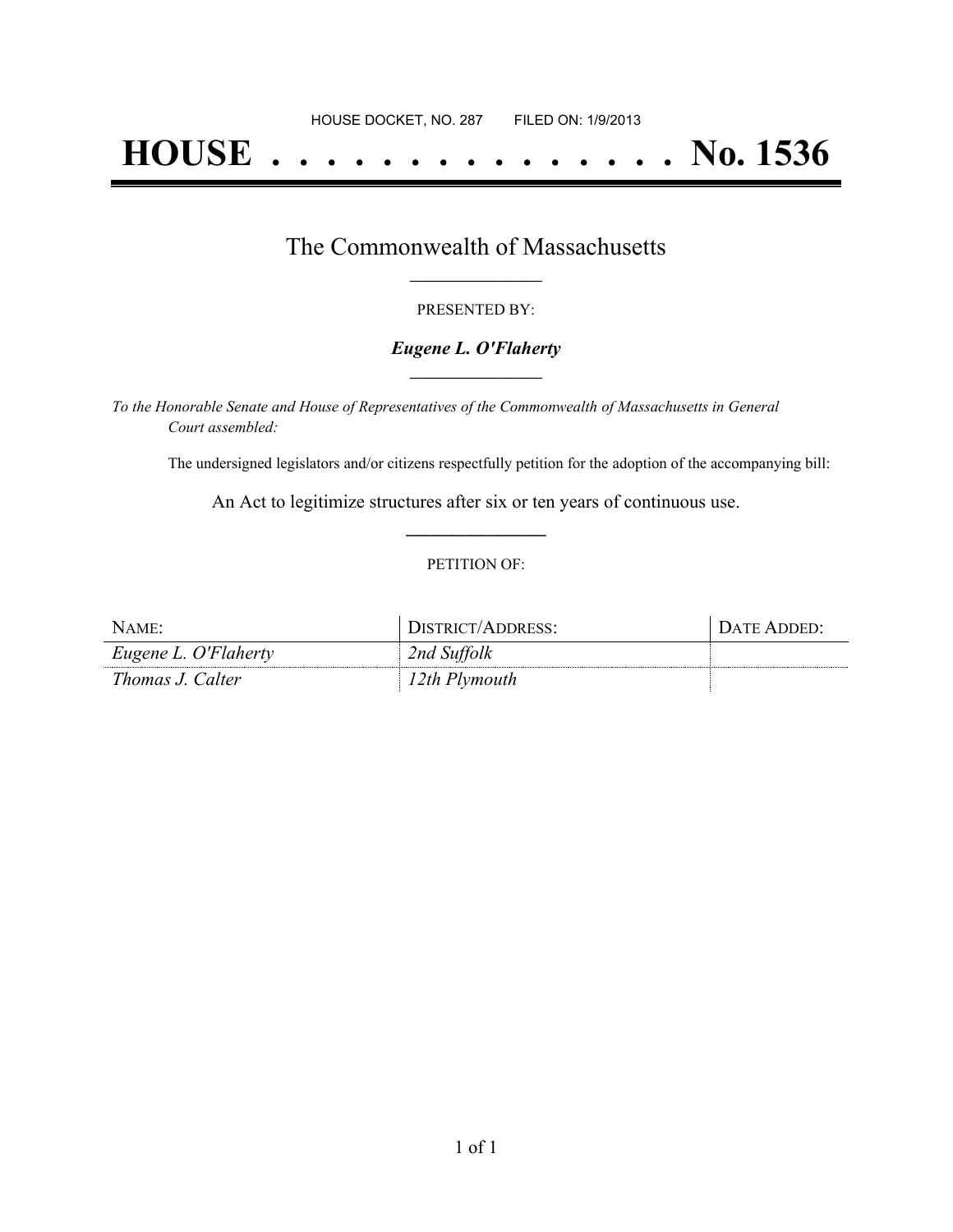HOUSE DOCKET, NO. 287        FILED ON: 1/9/2013

# HOUSE . . . . . . . . . . . . . . . No. 1536

## The Commonwealth of Massachusetts

PRESENTED BY:

***Eugene L. O'Flaherty***

*To the Honorable Senate and House of Representatives of the Commonwealth of Massachusetts in General Court assembled:*

The undersigned legislators and/or citizens respectfully petition for the adoption of the accompanying bill:

An Act to legitimize structures after six or ten years of continuous use.

PETITION OF:

| NAME: | DISTRICT/ADDRESS: | DATE ADDED: |
| --- | --- | --- |
| *Eugene L. O'Flaherty* | *2nd Suffolk* | |
| *Thomas J. Calter* | *12th Plymouth* | |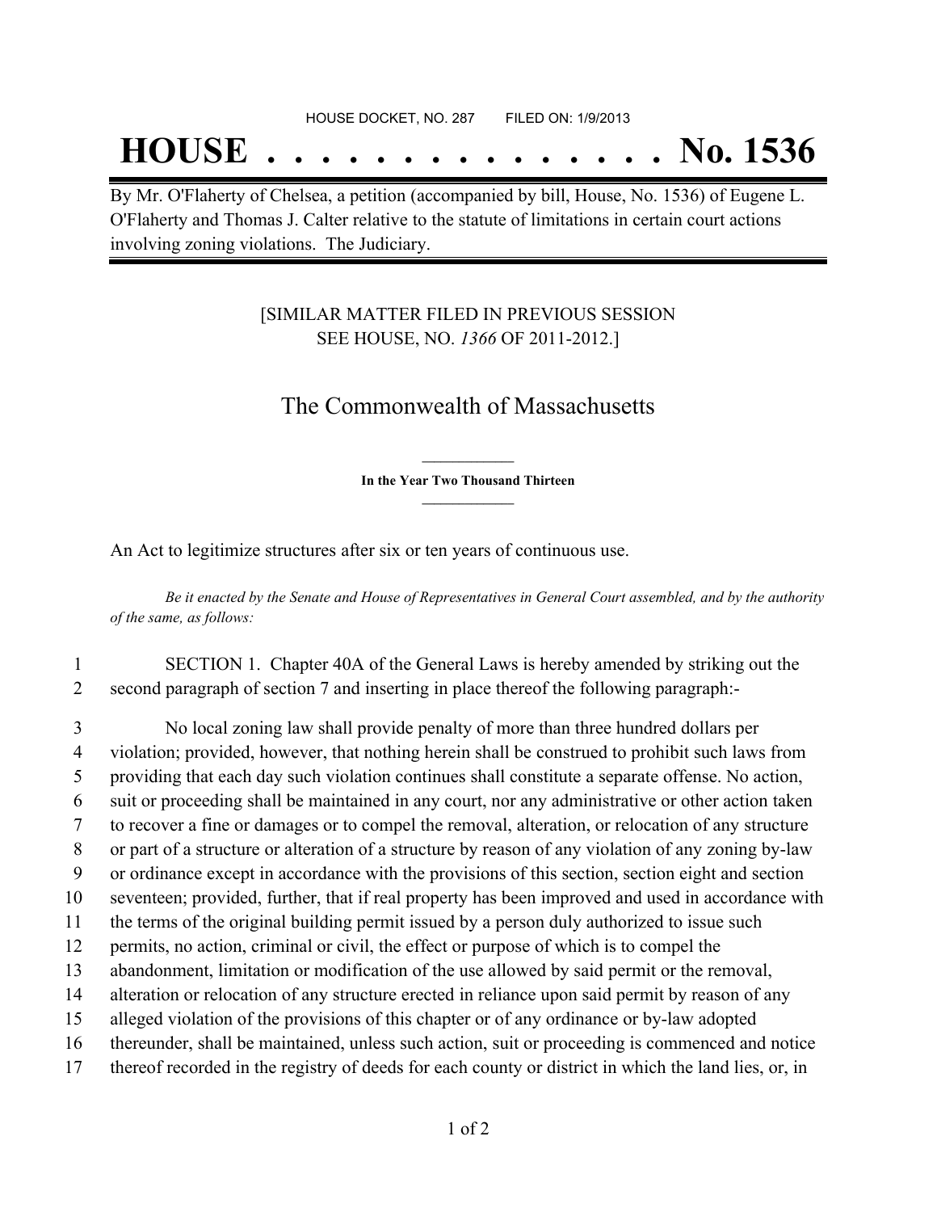HOUSE DOCKET, NO. 287 FILED ON: 1/9/2013

# HOUSE . . . . . . . . . . . . . . . No. 1536

By Mr. O'Flaherty of Chelsea, a petition (accompanied by bill, House, No. 1536) of Eugene L. O'Flaherty and Thomas J. Calter relative to the statute of limitations in certain court actions involving zoning violations. The Judiciary.

[SIMILAR MATTER FILED IN PREVIOUS SESSION SEE HOUSE, NO. *1366* OF 2011-2012.]

## The Commonwealth of Massachusetts

**In the Year Two Thousand Thirteen**

An Act to legitimize structures after six or ten years of continuous use.

*Be it enacted by the Senate and House of Representatives in General Court assembled, and by the authority of the same, as follows:*

1 SECTION 1. Chapter 40A of the General Laws is hereby amended by striking out the
2 second paragraph of section 7 and inserting in place thereof the following paragraph:-

3 No local zoning law shall provide penalty of more than three hundred dollars per
4 violation; provided, however, that nothing herein shall be construed to prohibit such laws from
5 providing that each day such violation continues shall constitute a separate offense. No action,
6 suit or proceeding shall be maintained in any court, nor any administrative or other action taken
7 to recover a fine or damages or to compel the removal, alteration, or relocation of any structure
8 or part of a structure or alteration of a structure by reason of any violation of any zoning by-law
9 or ordinance except in accordance with the provisions of this section, section eight and section
10 seventeen; provided, further, that if real property has been improved and used in accordance with
11 the terms of the original building permit issued by a person duly authorized to issue such
12 permits, no action, criminal or civil, the effect or purpose of which is to compel the
13 abandonment, limitation or modification of the use allowed by said permit or the removal,
14 alteration or relocation of any structure erected in reliance upon said permit by reason of any
15 alleged violation of the provisions of this chapter or of any ordinance or by-law adopted
16 thereunder, shall be maintained, unless such action, suit or proceeding is commenced and notice
17 thereof recorded in the registry of deeds for each county or district in which the land lies, or, in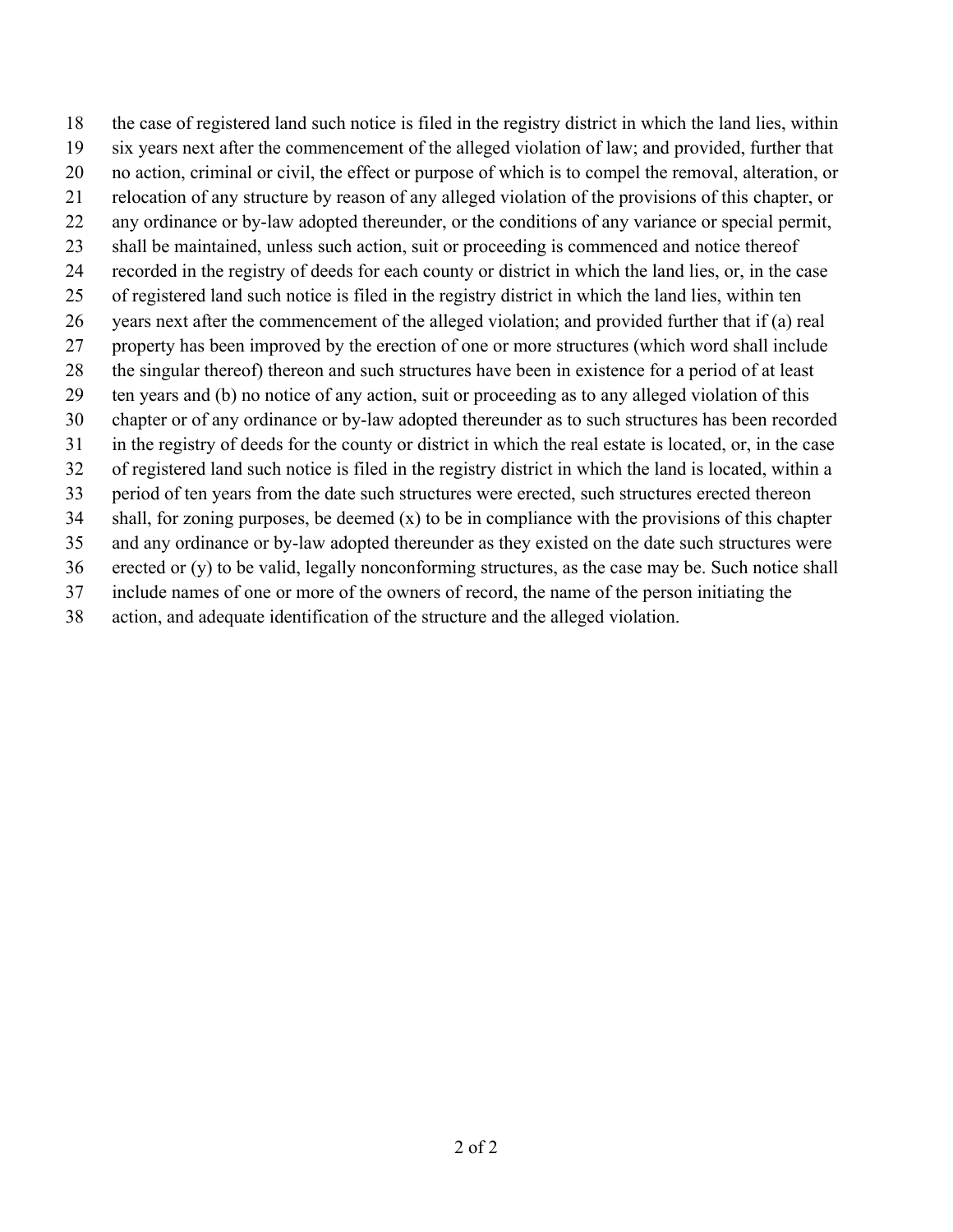the case of registered land such notice is filed in the registry district in which the land lies, within six years next after the commencement of the alleged violation of law; and provided, further that no action, criminal or civil, the effect or purpose of which is to compel the removal, alteration, or relocation of any structure by reason of any alleged violation of the provisions of this chapter, or any ordinance or by-law adopted thereunder, or the conditions of any variance or special permit, shall be maintained, unless such action, suit or proceeding is commenced and notice thereof recorded in the registry of deeds for each county or district in which the land lies, or, in the case of registered land such notice is filed in the registry district in which the land lies, within ten years next after the commencement of the alleged violation; and provided further that if (a) real property has been improved by the erection of one or more structures (which word shall include the singular thereof) thereon and such structures have been in existence for a period of at least ten years and (b) no notice of any action, suit or proceeding as to any alleged violation of this chapter or of any ordinance or by-law adopted thereunder as to such structures has been recorded in the registry of deeds for the county or district in which the real estate is located, or, in the case of registered land such notice is filed in the registry district in which the land is located, within a period of ten years from the date such structures were erected, such structures erected thereon shall, for zoning purposes, be deemed (x) to be in compliance with the provisions of this chapter and any ordinance or by-law adopted thereunder as they existed on the date such structures were erected or (y) to be valid, legally nonconforming structures, as the case may be. Such notice shall include names of one or more of the owners of record, the name of the person initiating the action, and adequate identification of the structure and the alleged violation.